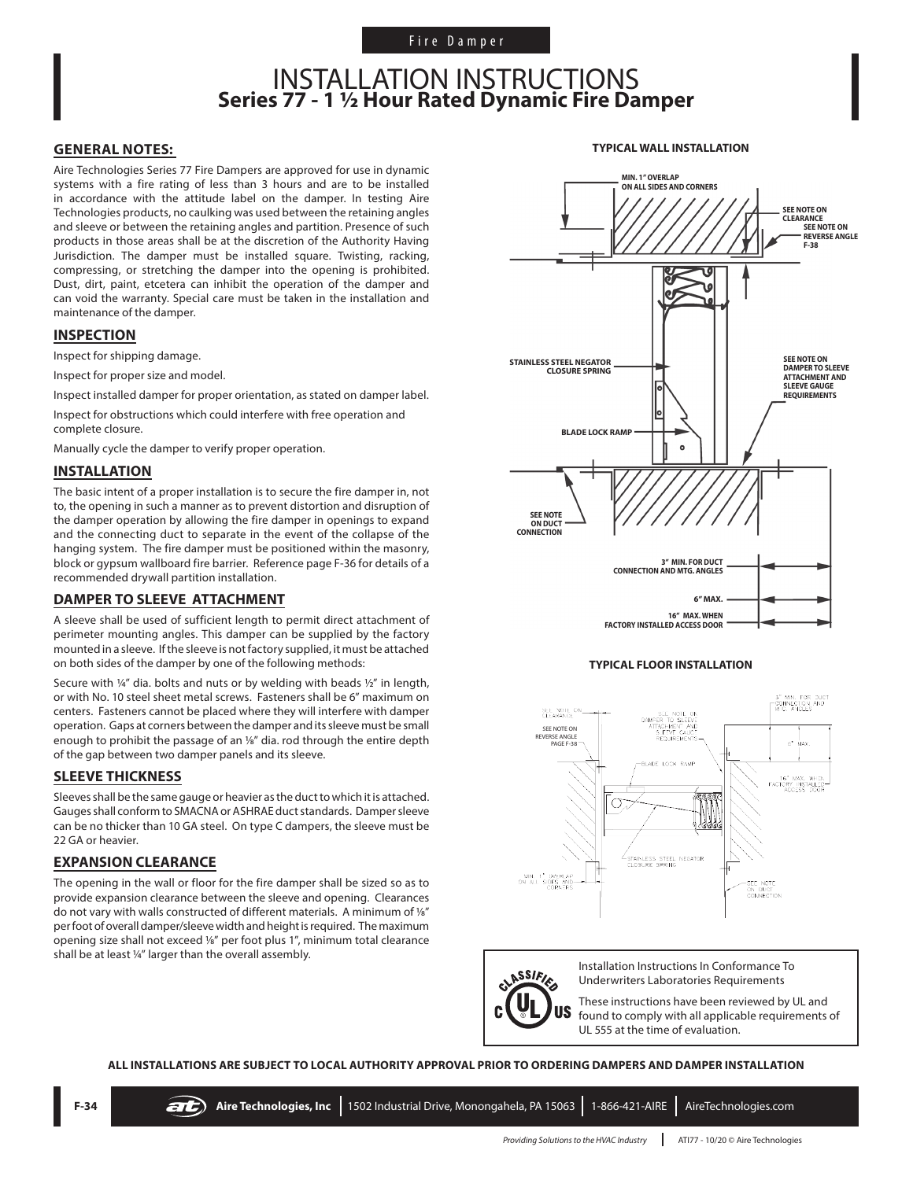Fire Damper

# INSTALLATION INSTRUCTIONS
## Series 77 - 1 ½ Hour Rated Dynamic Fire Damper

### GENERAL NOTES:

Aire Technologies Series 77 Fire Dampers are approved for use in dynamic systems with a fire rating of less than 3 hours and are to be installed in accordance with the attitude label on the damper. In testing Aire Technologies products, no caulking was used between the retaining angles and sleeve or between the retaining angles and partition. Presence of such products in those areas shall be at the discretion of the Authority Having Jurisdiction. The damper must be installed square. Twisting, racking, compressing, or stretching the damper into the opening is prohibited. Dust, dirt, paint, etcetera can inhibit the operation of the damper and can void the warranty. Special care must be taken in the installation and maintenance of the damper.

### INSPECTION

Inspect for shipping damage.

Inspect for proper size and model.

Inspect installed damper for proper orientation, as stated on damper label.

Inspect for obstructions which could interfere with free operation and complete closure.

Manually cycle the damper to verify proper operation.

### INSTALLATION

The basic intent of a proper installation is to secure the fire damper in, not to, the opening in such a manner as to prevent distortion and disruption of the damper operation by allowing the fire damper in openings to expand and the connecting duct to separate in the event of the collapse of the hanging system. The fire damper must be positioned within the masonry, block or gypsum wallboard fire barrier. Reference page F-36 for details of a recommended drywall partition installation.

### DAMPER TO SLEEVE ATTACHMENT

A sleeve shall be used of sufficient length to permit direct attachment of perimeter mounting angles. This damper can be supplied by the factory mounted in a sleeve. If the sleeve is not factory supplied, it must be attached on both sides of the damper by one of the following methods:

Secure with ¼" dia. bolts and nuts or by welding with beads ½" in length, or with No. 10 steel sheet metal screws. Fasteners shall be 6" maximum on centers. Fasteners cannot be placed where they will interfere with damper operation. Gaps at corners between the damper and its sleeve must be small enough to prohibit the passage of an ⅛" dia. rod through the entire depth of the gap between two damper panels and its sleeve.

### SLEEVE THICKNESS

Sleeves shall be the same gauge or heavier as the duct to which it is attached. Gauges shall conform to SMACNA or ASHRAE duct standards. Damper sleeve can be no thicker than 10 GA steel. On type C dampers, the sleeve must be 22 GA or heavier.

### EXPANSION CLEARANCE

The opening in the wall or floor for the fire damper shall be sized so as to provide expansion clearance between the sleeve and opening. Clearances do not vary with walls constructed of different materials. A minimum of ⅛" per foot of overall damper/sleeve width and height is required. The maximum opening size shall not exceed ⅛" per foot plus 1", minimum total clearance shall be at least ¼" larger than the overall assembly.

**TYPICAL WALL INSTALLATION**

MIN. 1" OVERLAP ON ALL SIDES AND CORNERS
SEE NOTE ON CLEARANCE
SEE NOTE ON REVERSE ANGLE F-38
STAINLESS STEEL NEGATOR CLOSURE SPRING
SEE NOTE ON DAMPER TO SLEEVE ATTACHMENT AND SLEEVE GAUGE REQUIREMENTS
BLADE LOCK RAMP
SEE NOTE ON DUCT CONNECTION
3" MIN. FOR DUCT CONNECTION AND MTG. ANGLES
6" MAX.
16" MAX. WHEN FACTORY INSTALLED ACCESS DOOR

**TYPICAL FLOOR INSTALLATION**

SEE NOTE ON CLEARANCE
SEE NOTE ON REVERSE ANGLE PAGE F-38
SEE NOTE ON DAMPER TO SLEEVE ATTACHMENT AND SLEEVE GAUGE REQUIREMENTS
3" MIN. FOR DUCT CONNECTION AND MTG. ANGLES
6" MAX.
BLADE LOCK RAMP
16" MAX. WHEN FACTORY INSTALLED ACCESS DOOR
STAINLESS STEEL NEGATOR CLOSURE SPRING
MIN. 1" OVERLAP ON ALL SIDES AND CORNERS
SEE NOTE ON DUCT CONNECTION

Installation Instructions In Conformance To Underwriters Laboratories Requirements

These instructions have been reviewed by UL and found to comply with all applicable requirements of UL 555 at the time of evaluation.

**ALL INSTALLATIONS ARE SUBJECT TO LOCAL AUTHORITY APPROVAL PRIOR TO ORDERING DAMPERS AND DAMPER INSTALLATION**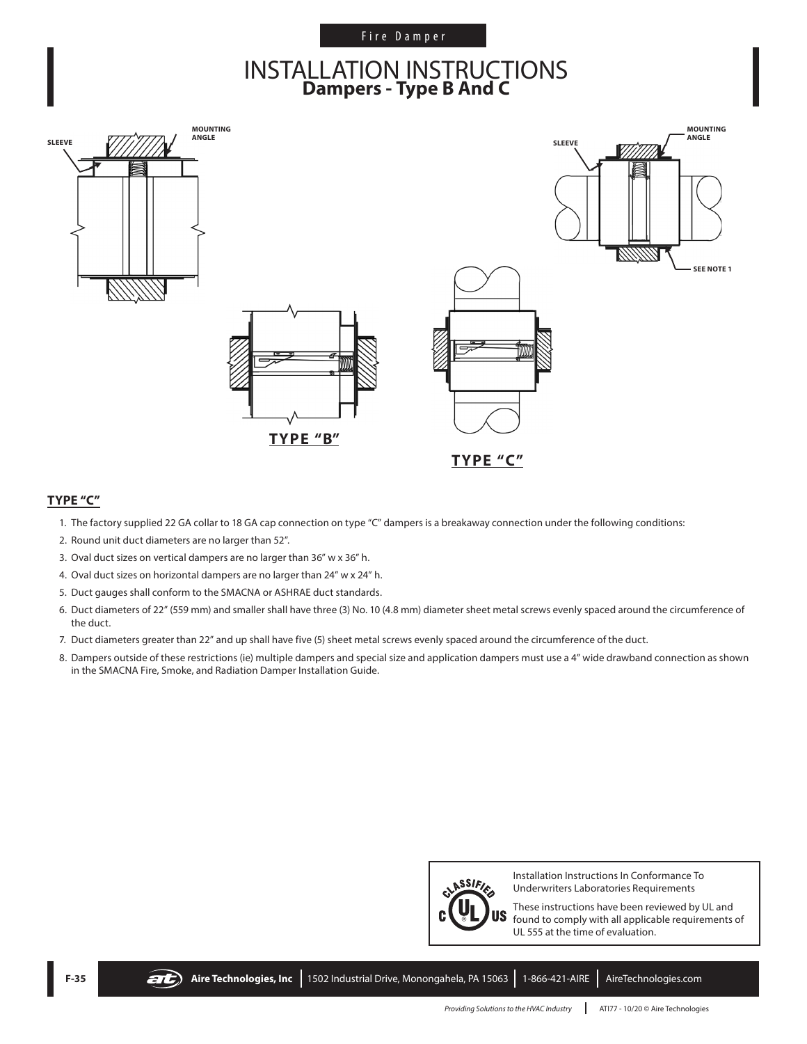Fire Damper

# INSTALLATION INSTRUCTIONS

## Dampers - Type B And C

SLEEVE

MOUNTING ANGLE

SLEEVE

MOUNTING ANGLE

SEE NOTE 1

**TYPE "B"**

**TYPE "C"**

### TYPE "C"

1. The factory supplied 22 GA collar to 18 GA cap connection on type "C" dampers is a breakaway connection under the following conditions:
2. Round unit duct diameters are no larger than 52".
3. Oval duct sizes on vertical dampers are no larger than 36" w x 36" h.
4. Oval duct sizes on horizontal dampers are no larger than 24" w x 24" h.
5. Duct gauges shall conform to the SMACNA or ASHRAE duct standards.
6. Duct diameters of 22" (559 mm) and smaller shall have three (3) No. 10 (4.8 mm) diameter sheet metal screws evenly spaced around the circumference of the duct.
7. Duct diameters greater than 22" and up shall have five (5) sheet metal screws evenly spaced around the circumference of the duct.
8. Dampers outside of these restrictions (ie) multiple dampers and special size and application dampers must use a 4" wide drawband connection as shown in the SMACNA Fire, Smoke, and Radiation Damper Installation Guide.

Installation Instructions In Conformance To Underwriters Laboratories Requirements

These instructions have been reviewed by UL and found to comply with all applicable requirements of UL 555 at the time of evaluation.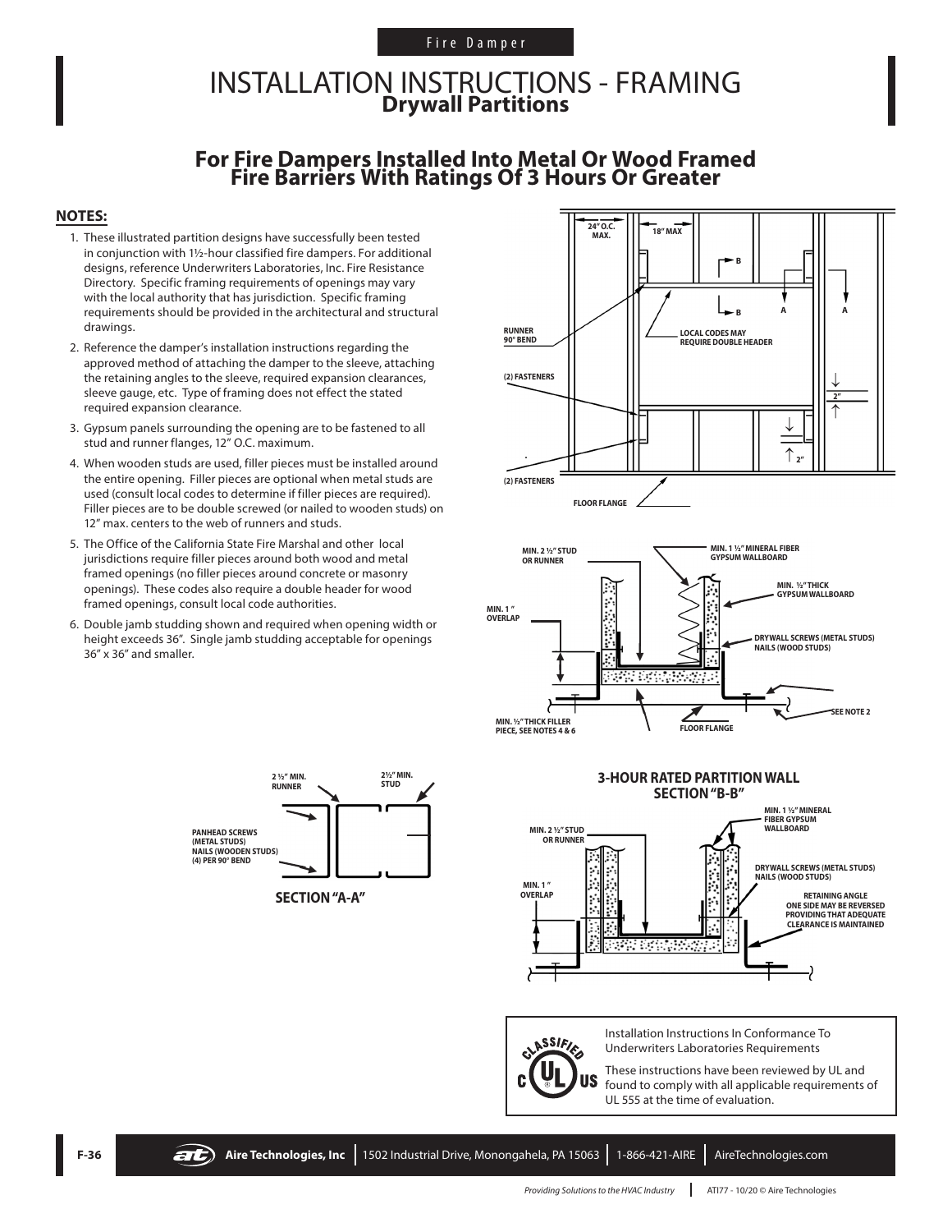Fire Damper

# INSTALLATION INSTRUCTIONS - FRAMING
## Drywall Partitions

## For Fire Dampers Installed Into Metal Or Wood Framed Fire Barriers With Ratings Of 3 Hours Or Greater

**NOTES:**

1. These illustrated partition designs have successfully been tested in conjunction with 1½-hour classified fire dampers. For additional designs, reference Underwriters Laboratories, Inc. Fire Resistance Directory. Specific framing requirements of openings may vary with the local authority that has jurisdiction. Specific framing requirements should be provided in the architectural and structural drawings.
2. Reference the damper's installation instructions regarding the approved method of attaching the damper to the sleeve, attaching the retaining angles to the sleeve, required expansion clearances, sleeve gauge, etc. Type of framing does not effect the stated required expansion clearance.
3. Gypsum panels surrounding the opening are to be fastened to all stud and runner flanges, 12" O.C. maximum.
4. When wooden studs are used, filler pieces must be installed around the entire opening. Filler pieces are optional when metal studs are used (consult local codes to determine if filler pieces are required). Filler pieces are to be double screwed (or nailed to wooden studs) on 12" max. centers to the web of runners and studs.
5. The Office of the California State Fire Marshal and other local jurisdictions require filler pieces around both wood and metal framed openings (no filler pieces around concrete or masonry openings). These codes also require a double header for wood framed openings, consult local code authorities.
6. Double jamb studding shown and required when opening width or height exceeds 36". Single jamb studding acceptable for openings 36" x 36" and smaller.

24" O.C. MAX. 18" MAX B B A A RUNNER 90° BEND LOCAL CODES MAY REQUIRE DOUBLE HEADER (2) FASTENERS 2" 2" (2) FASTENERS FLOOR FLANGE

MIN. 2 ½" STUD OR RUNNER MIN. 1 ½" MINERAL FIBER GYPSUM WALLBOARD MIN. ½" THICK GYPSUM WALLBOARD MIN. 1" OVERLAP DRYWALL SCREWS (METAL STUDS) NAILS (WOOD STUDS) MIN. ½" THICK FILLER PIECE, SEE NOTES 4 & 6 FLOOR FLANGE SEE NOTE 2

2 ½" MIN. RUNNER 2½" MIN. STUD PANHEAD SCREWS (METAL STUDS) NAILS (WOODEN STUDS) (4) PER 90° BEND

**SECTION "A-A"**

**3-HOUR RATED PARTITION WALL SECTION "B-B"**

MIN. 2 ½" STUD OR RUNNER MIN. 1 ½" MINERAL FIBER GYPSUM WALLBOARD DRYWALL SCREWS (METAL STUDS) NAILS (WOOD STUDS) MIN. 1" OVERLAP RETAINING ANGLE ONE SIDE MAY BE REVERSED PROVIDING THAT ADEQUATE CLEARANCE IS MAINTAINED

Installation Instructions In Conformance To Underwriters Laboratories Requirements

These instructions have been reviewed by UL and found to comply with all applicable requirements of UL 555 at the time of evaluation.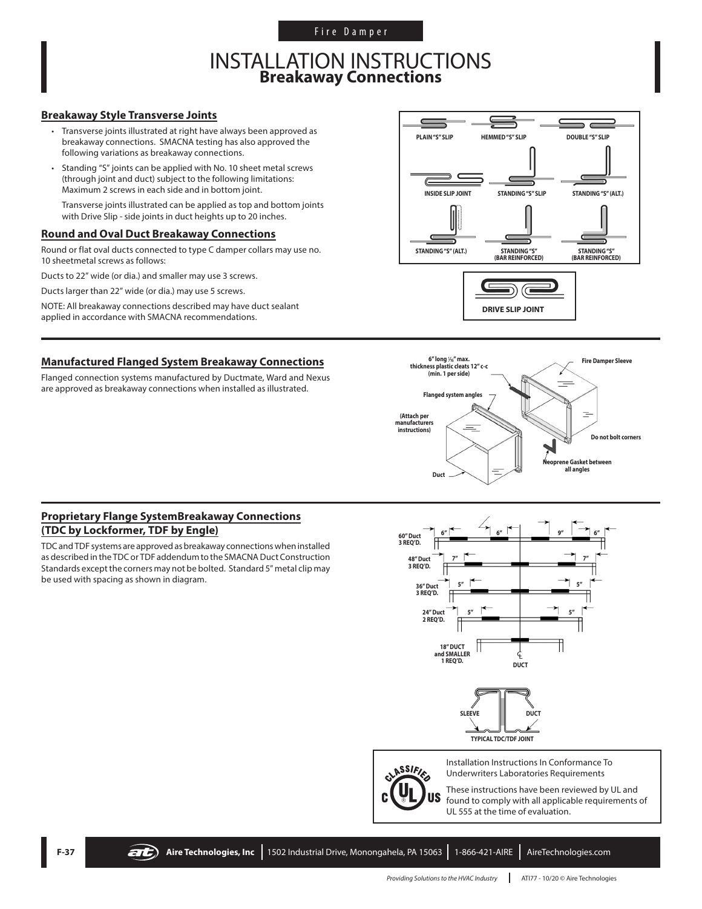Fire Damper

# INSTALLATION INSTRUCTIONS
## Breakaway Connections

### Breakaway Style Transverse Joints

- Transverse joints illustrated at right have always been approved as breakaway connections. SMACNA testing has also approved the following variations as breakaway connections.
- Standing "S" joints can be applied with No. 10 sheet metal screws (through joint and duct) subject to the following limitations: Maximum 2 screws in each side and in bottom joint.

  Transverse joints illustrated can be applied as top and bottom joints with Drive Slip - side joints in duct heights up to 20 inches.

PLAIN "S" SLIP | HEMMED "S" SLIP | DOUBLE "S" SLIP | INSIDE SLIP JOINT | STANDING "S" SLIP | STANDING "S" (ALT.) | STANDING "S" (ALT.) | STANDING "S" (BAR REINFORCED) | STANDING "S" (BAR REINFORCED)

DRIVE SLIP JOINT

### Round and Oval Duct Breakaway Connections

Round or flat oval ducts connected to type C damper collars may use no. 10 sheetmetal screws as follows:

Ducts to 22" wide (or dia.) and smaller may use 3 screws.

Ducts larger than 22" wide (or dia.) may use 5 screws.

NOTE: All breakaway connections described may have duct sealant applied in accordance with SMACNA recommendations.

### Manufactured Flanged System Breakaway Connections

Flanged connection systems manufactured by Ductmate, Ward and Nexus are approved as breakaway connections when installed as illustrated.

6" long 1/16" max. thickness plastic cleats 12" c-c (min. 1 per side)

Fire Damper Sleeve

Flanged system angles

(Attach per manufacturers instructions)

Do not bolt corners

Neoprene Gasket between all angles

Duct

### Proprietary Flange SystemBreakaway Connections (TDC by Lockformer, TDF by Engle)

TDC and TDF systems are approved as breakaway connections when installed as described in the TDC or TDF addendum to the SMACNA Duct Construction Standards except the corners may not be bolted. Standard 5" metal clip may be used with spacing as shown in diagram.

60" Duct 3 REQ'D. — 6" | 6" | 9" | 6"

48" Duct 3 REQ'D. — 7" | 7"

36" Duct 3 REQ'D. — 5" | 5"

24" Duct 2 REQ'D. — 5" | 5"

18" DUCT and SMALLER 1 REQ'D.

℄ DUCT

SLEEVE | DUCT

TYPICAL TDC/TDF JOINT

Installation Instructions In Conformance To Underwriters Laboratories Requirements

These instructions have been reviewed by UL and found to comply with all applicable requirements of UL 555 at the time of evaluation.

F-37 Aire Technologies, Inc | 1502 Industrial Drive, Monongahela, PA 15063 | 1-866-421-AIRE | AireTechnologies.com

*Providing Solutions to the HVAC Industry* | ATI77 - 10/20 © Aire Technologies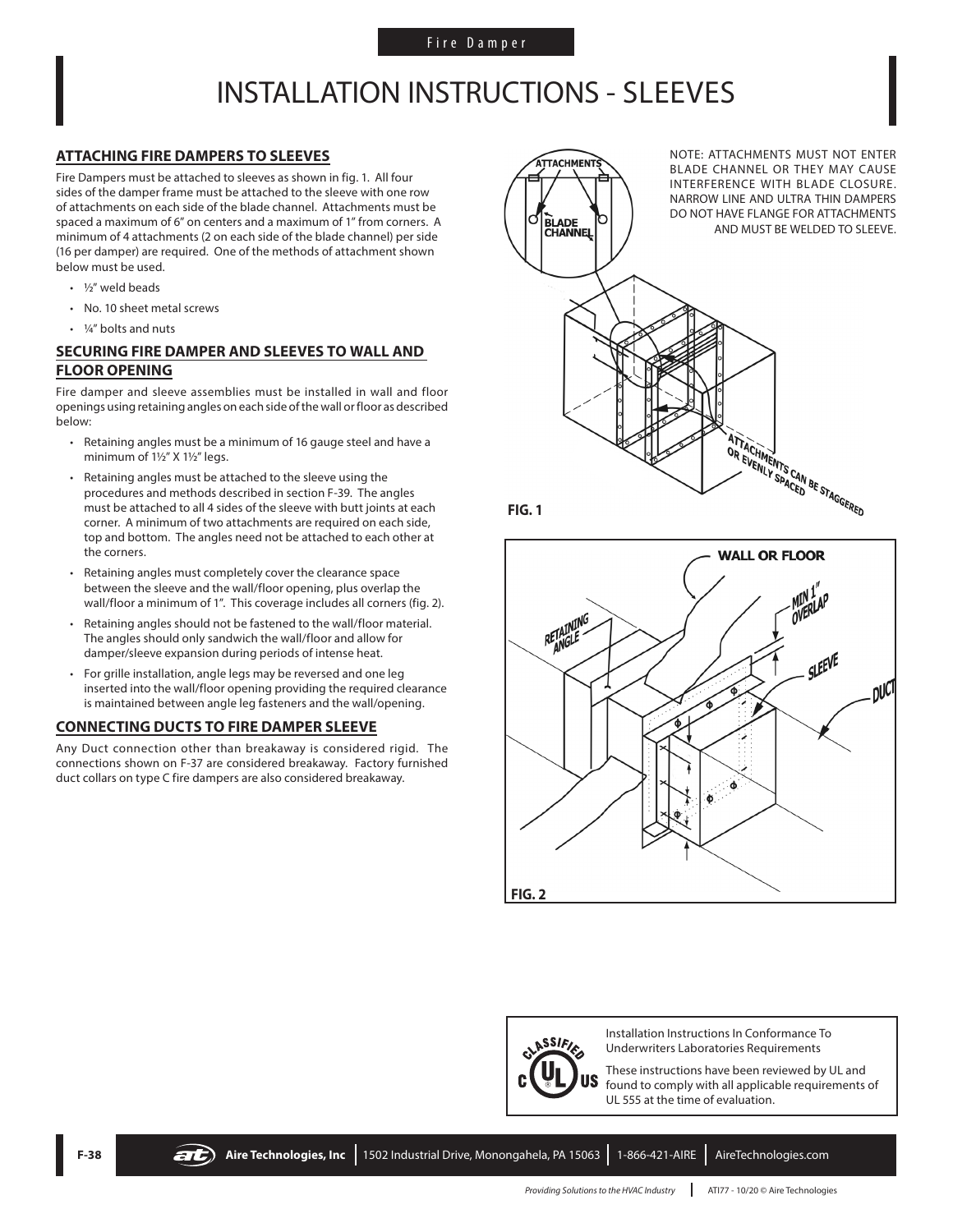# INSTALLATION INSTRUCTIONS - SLEEVES

## ATTACHING FIRE DAMPERS TO SLEEVES

Fire Dampers must be attached to sleeves as shown in fig. 1. All four sides of the damper frame must be attached to the sleeve with one row of attachments on each side of the blade channel. Attachments must be spaced a maximum of 6" on centers and a maximum of 1" from corners. A minimum of 4 attachments (2 on each side of the blade channel) per side (16 per damper) are required. One of the methods of attachment shown below must be used.

- ½" weld beads
- No. 10 sheet metal screws
- ¼" bolts and nuts

## SECURING FIRE DAMPER AND SLEEVES TO WALL AND FLOOR OPENING

Fire damper and sleeve assemblies must be installed in wall and floor openings using retaining angles on each side of the wall or floor as described below:

- Retaining angles must be a minimum of 16 gauge steel and have a minimum of 1½" X 1½" legs.
- Retaining angles must be attached to the sleeve using the procedures and methods described in section F-39. The angles must be attached to all 4 sides of the sleeve with butt joints at each corner. A minimum of two attachments are required on each side, top and bottom. The angles need not be attached to each other at the corners.
- Retaining angles must completely cover the clearance space between the sleeve and the wall/floor opening, plus overlap the wall/floor a minimum of 1". This coverage includes all corners (fig. 2).
- Retaining angles should not be fastened to the wall/floor material. The angles should only sandwich the wall/floor and allow for damper/sleeve expansion during periods of intense heat.
- For grille installation, angle legs may be reversed and one leg inserted into the wall/floor opening providing the required clearance is maintained between angle leg fasteners and the wall/opening.

## CONNECTING DUCTS TO FIRE DAMPER SLEEVE

Any Duct connection other than breakaway is considered rigid. The connections shown on F-37 are considered breakaway. Factory furnished duct collars on type C fire dampers are also considered breakaway.

NOTE: ATTACHMENTS MUST NOT ENTER BLADE CHANNEL OR THEY MAY CAUSE INTERFERENCE WITH BLADE CLOSURE. NARROW LINE AND ULTRA THIN DAMPERS DO NOT HAVE FLANGE FOR ATTACHMENTS AND MUST BE WELDED TO SLEEVE.

ATTACHMENTS
BLADE CHANNEL
ATTACHMENTS CAN BE STAGGERED OR EVENLY SPACED

**FIG. 1**

WALL OR FLOOR
RETAINING ANGLE
MIN 1" OVERLAP
SLEEVE
DUCT

**FIG. 2**

Installation Instructions In Conformance To Underwriters Laboratories Requirements

These instructions have been reviewed by UL and found to comply with all applicable requirements of UL 555 at the time of evaluation.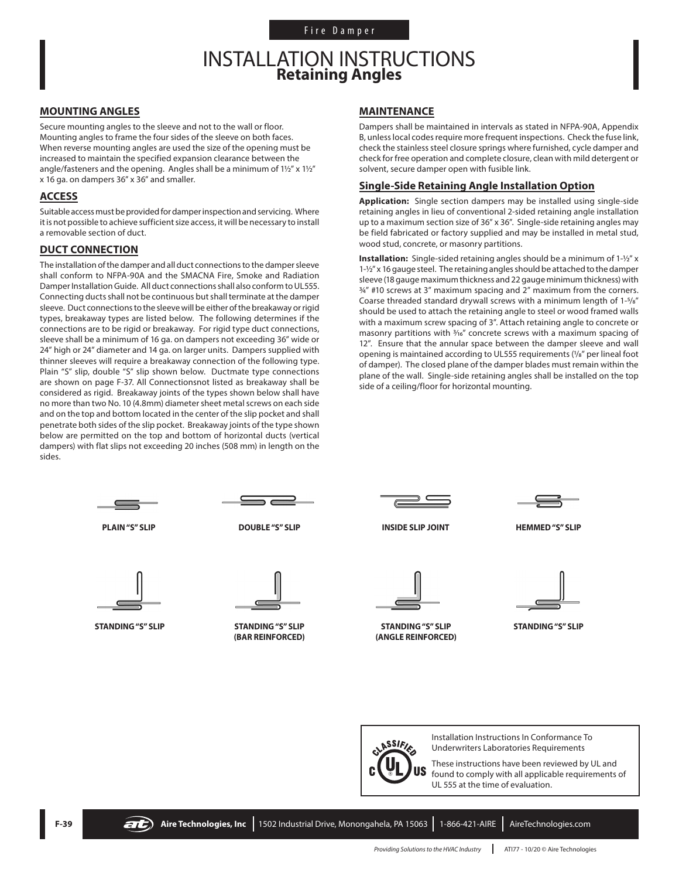Fire Damper

# INSTALLATION INSTRUCTIONS
## Retaining Angles

### MOUNTING ANGLES

Secure mounting angles to the sleeve and not to the wall or floor. Mounting angles to frame the four sides of the sleeve on both faces. When reverse mounting angles are used the size of the opening must be increased to maintain the specified expansion clearance between the angle/fasteners and the opening. Angles shall be a minimum of 1½" x 1½" x 16 ga. on dampers 36" x 36" and smaller.

### ACCESS

Suitable access must be provided for damper inspection and servicing. Where it is not possible to achieve sufficient size access, it will be necessary to install a removable section of duct.

### DUCT CONNECTION

The installation of the damper and all duct connections to the damper sleeve shall conform to NFPA-90A and the SMACNA Fire, Smoke and Radiation Damper Installation Guide. All duct connections shall also conform to UL555. Connecting ducts shall not be continuous but shall terminate at the damper sleeve. Duct connections to the sleeve will be either of the breakaway or rigid types, breakaway types are listed below. The following determines if the connections are to be rigid or breakaway. For rigid type duct connections, sleeve shall be a minimum of 16 ga. on dampers not exceeding 36" wide or 24" high or 24" diameter and 14 ga. on larger units. Dampers supplied with thinner sleeves will require a breakaway connection of the following type. Plain "S" slip, double "S" slip shown below. Ductmate type connections are shown on page F-37. All Connectionsnot listed as breakaway shall be considered as rigid. Breakaway joints of the types shown below shall have no more than two No. 10 (4.8mm) diameter sheet metal screws on each side and on the top and bottom located in the center of the slip pocket and shall penetrate both sides of the slip pocket. Breakaway joints of the type shown below are permitted on the top and bottom of horizontal ducts (vertical dampers) with flat slips not exceeding 20 inches (508 mm) in length on the sides.

### MAINTENANCE

Dampers shall be maintained in intervals as stated in NFPA-90A, Appendix B, unless local codes require more frequent inspections. Check the fuse link, check the stainless steel closure springs where furnished, cycle damper and check for free operation and complete closure, clean with mild detergent or solvent, secure damper open with fusible link.

### Single-Side Retaining Angle Installation Option

**Application:** Single section dampers may be installed using single-side retaining angles in lieu of conventional 2-sided retaining angle installation up to a maximum section size of 36" x 36". Single-side retaining angles may be field fabricated or factory supplied and may be installed in metal stud, wood stud, concrete, or masonry partitions.

**Installation:** Single-sided retaining angles should be a minimum of 1-½" x 1-½" x 16 gauge steel. The retaining angles should be attached to the damper sleeve (18 gauge maximum thickness and 22 gauge minimum thickness) with ¾" #10 screws at 3" maximum spacing and 2" maximum from the corners. Coarse threaded standard drywall screws with a minimum length of 1-⅝" should be used to attach the retaining angle to steel or wood framed walls with a maximum screw spacing of 3". Attach retaining angle to concrete or masonry partitions with 3/16" concrete screws with a maximum spacing of 12". Ensure that the annular space between the damper sleeve and wall opening is maintained according to UL555 requirements (⅛" per lineal foot of damper). The closed plane of the damper blades must remain within the plane of the wall. Single-side retaining angles shall be installed on the top side of a ceiling/floor for horizontal mounting.

PLAIN "S" SLIP

DOUBLE "S" SLIP

INSIDE SLIP JOINT

HEMMED "S" SLIP

STANDING "S" SLIP

STANDING "S" SLIP (BAR REINFORCED)

STANDING "S" SLIP (ANGLE REINFORCED)

STANDING "S" SLIP

Installation Instructions In Conformance To Underwriters Laboratories Requirements

These instructions have been reviewed by UL and found to comply with all applicable requirements of UL 555 at the time of evaluation.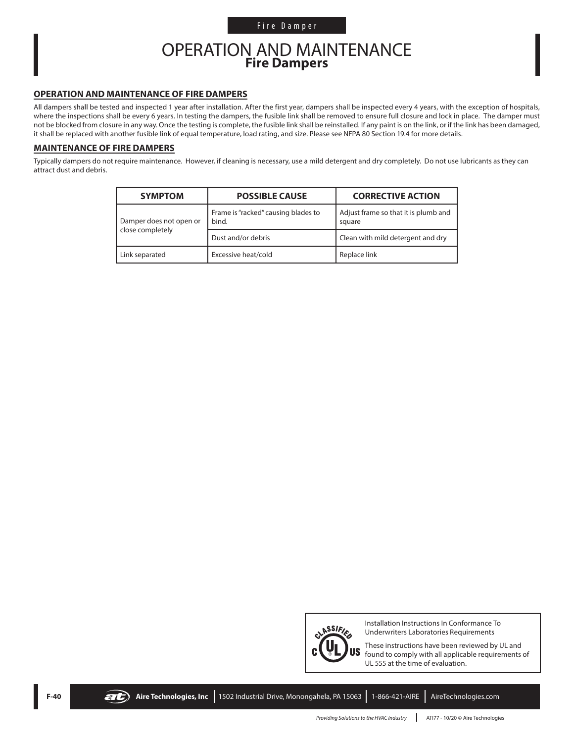# OPERATION AND MAINTENANCE
## Fire Dampers

### OPERATION AND MAINTENANCE OF FIRE DAMPERS

All dampers shall be tested and inspected 1 year after installation. After the first year, dampers shall be inspected every 4 years, with the exception of hospitals, where the inspections shall be every 6 years. In testing the dampers, the fusible link shall be removed to ensure full closure and lock in place. The damper must not be blocked from closure in any way. Once the testing is complete, the fusible link shall be reinstalled. If any paint is on the link, or if the link has been damaged, it shall be replaced with another fusible link of equal temperature, load rating, and size. Please see NFPA 80 Section 19.4 for more details.

### MAINTENANCE OF FIRE DAMPERS

Typically dampers do not require maintenance. However, if cleaning is necessary, use a mild detergent and dry completely. Do not use lubricants as they can attract dust and debris.

| SYMPTOM | POSSIBLE CAUSE | CORRECTIVE ACTION |
|---|---|---|
| Damper does not open or close completely | Frame is "racked" causing blades to bind. | Adjust frame so that it is plumb and square |
| | Dust and/or debris | Clean with mild detergent and dry |
| Link separated | Excessive heat/cold | Replace link |

Installation Instructions In Conformance To Underwriters Laboratories Requirements

These instructions have been reviewed by UL and found to comply with all applicable requirements of UL 555 at the time of evaluation.